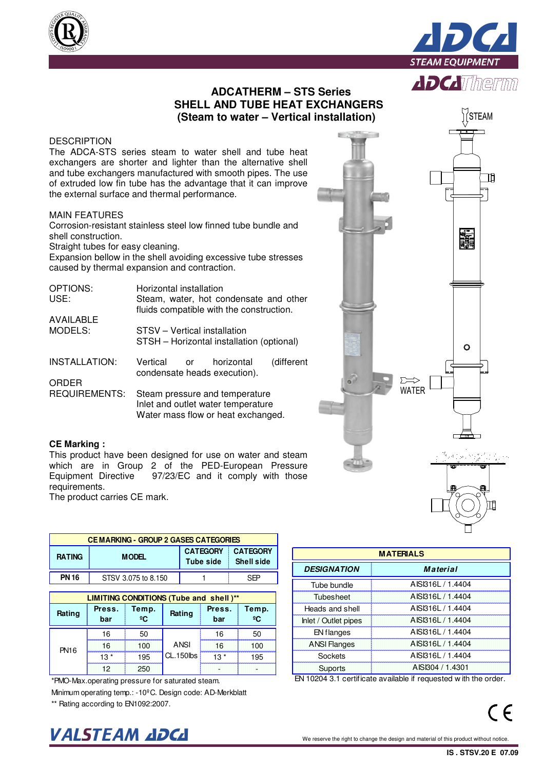# ADCATHERM – STS Series
# SHELL AND TUBE HEAT EXCHANGERS
## (Steam to water – Vertical installation)

STEAM

WATER

DESCRIPTION

The ADCA-STS series steam to water shell and tube heat exchangers are shorter and lighter than the alternative shell and tube exchangers manufactured with smooth pipes. The use of extruded low fin tube has the advantage that it can improve the external surface and thermal performance.

MAIN FEATURES

Corrosion-resistant stainless steel low finned tube bundle and shell construction.
Straight tubes for easy cleaning.
Expansion bellow in the shell avoiding excessive tube stresses caused by thermal expansion and contraction.

OPTIONS: Horizontal installation

USE: Steam, water, hot condensate and other fluids compatible with the construction.

AVAILABLE MODELS: STSV – Vertical installation
STSH – Horizontal installation (optional)

INSTALLATION: Vertical or horizontal (different condensate heads execution).

ORDER REQUIREMENTS: Steam pressure and temperature
Inlet and outlet water temperature
Water mass flow or heat exchanged.

**CE Marking :**

This product have been designed for use on water and steam which are in Group 2 of the PED-European Pressure Equipment Directive 97/23/EC and it comply with those requirements.
The product carries CE mark.

| CE MARKING - GROUP 2 GASES CATEGORIES | | | |
|---|---|---|---|
| RATING | MODEL | CATEGORY Tube side | CATEGORY Shell side |
| PN 16 | STSV 3.075 to 8.150 | 1 | SEP |

| LIMITING CONDITIONS (Tube and shell )** | | | | | |
|---|---|---|---|---|---|
| Rating | Press. bar | Temp. ºC | Rating | Press. bar | Temp. ºC |
| PN16 | 16 | 50 | ANSI CL.150lbs | 16 | 50 |
| | 16 | 100 | | 16 | 100 |
| | 13 * | 195 | | 13 * | 195 |
| | 12 | 250 | | - | - |

*PMO-Max.operating pressure for saturated steam.

Minimum operating temp.: -10ºC. Design code: AD-Merkblatt

** Rating according to EN1092:2007.

| MATERIALS | |
|---|---|
| ***DESIGNATION*** | ***Material*** |
| Tube bundle | AISI316L / 1.4404 |
| Tubesheet | AISI316L / 1.4404 |
| Heads and shell | AISI316L / 1.4404 |
| Inlet / Outlet pipes | AISI316L / 1.4404 |
| EN flanges | AISI316L / 1.4404 |
| ANSI Flanges | AISI316L / 1.4404 |
| Sockets | AISI316L / 1.4404 |
| Suports | AISI304 / 1.4301 |

EN 10204 3.1 certificate available if requested with the order.

We reserve the right to change the design and material of this product without notice.

IS . STSV.20 E 07.09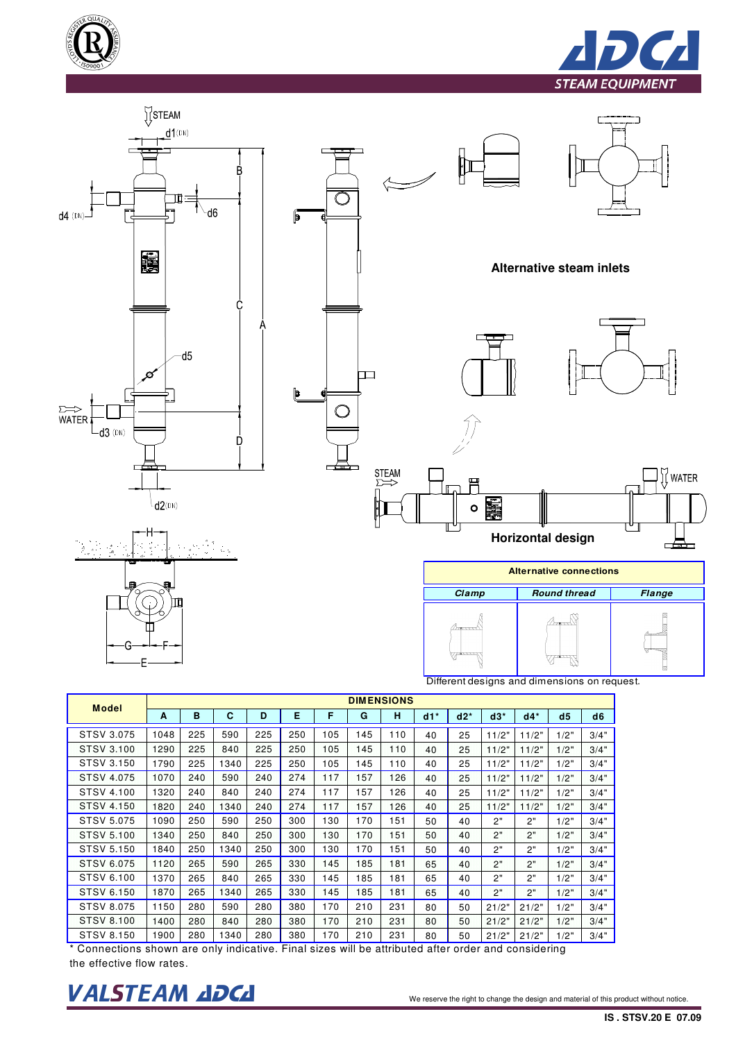STEAM EQUIPMENT

STEAM

d1 (DN)

d4 (DN)

d6

d5

WATER

d3 (DN)

d2 (DN)

**Alternative steam inlets**

**Horizontal design**

| Alternative connections | | |
|---|---|---|
| *Clamp* | *Round thread* | *Flange* |

Different designs and dimensions on request.

| Model | DIMENSIONS | | | | | | | | | | | | |
|---|---|---|---|---|---|---|---|---|---|---|---|---|---|
| | A | B | C | D | E | F | G | H | d1* | d2* | d3* | d4* | d5 | d6 |
| STSV 3.075 | 1048 | 225 | 590 | 225 | 250 | 105 | 145 | 110 | 40 | 25 | 11/2" | 11/2" | 1/2" | 3/4" |
| STSV 3.100 | 1290 | 225 | 840 | 225 | 250 | 105 | 145 | 110 | 40 | 25 | 11/2" | 11/2" | 1/2" | 3/4" |
| STSV 3.150 | 1790 | 225 | 1340 | 225 | 250 | 105 | 145 | 110 | 40 | 25 | 11/2" | 11/2" | 1/2" | 3/4" |
| STSV 4.075 | 1070 | 240 | 590 | 240 | 274 | 117 | 157 | 126 | 40 | 25 | 11/2" | 11/2" | 1/2" | 3/4" |
| STSV 4.100 | 1320 | 240 | 840 | 240 | 274 | 117 | 157 | 126 | 40 | 25 | 11/2" | 11/2" | 1/2" | 3/4" |
| STSV 4.150 | 1820 | 240 | 1340 | 240 | 274 | 117 | 157 | 126 | 40 | 25 | 11/2" | 11/2" | 1/2" | 3/4" |
| STSV 5.075 | 1090 | 250 | 590 | 250 | 300 | 130 | 170 | 151 | 50 | 40 | 2" | 2" | 1/2" | 3/4" |
| STSV 5.100 | 1340 | 250 | 840 | 250 | 300 | 130 | 170 | 151 | 50 | 40 | 2" | 2" | 1/2" | 3/4" |
| STSV 5.150 | 1840 | 250 | 1340 | 250 | 300 | 130 | 170 | 151 | 50 | 40 | 2" | 2" | 1/2" | 3/4" |
| STSV 6.075 | 1120 | 265 | 590 | 265 | 330 | 145 | 185 | 181 | 65 | 40 | 2" | 2" | 1/2" | 3/4" |
| STSV 6.100 | 1370 | 265 | 840 | 265 | 330 | 145 | 185 | 181 | 65 | 40 | 2" | 2" | 1/2" | 3/4" |
| STSV 6.150 | 1870 | 265 | 1340 | 265 | 330 | 145 | 185 | 181 | 65 | 40 | 2" | 2" | 1/2" | 3/4" |
| STSV 8.075 | 1150 | 280 | 590 | 280 | 380 | 170 | 210 | 231 | 80 | 50 | 21/2" | 21/2" | 1/2" | 3/4" |
| STSV 8.100 | 1400 | 280 | 840 | 280 | 380 | 170 | 210 | 231 | 80 | 50 | 21/2" | 21/2" | 1/2" | 3/4" |
| STSV 8.150 | 1900 | 280 | 1340 | 280 | 380 | 170 | 210 | 231 | 80 | 50 | 21/2" | 21/2" | 1/2" | 3/4" |

* Connections shown are only indicative. Final sizes will be attributed after order and considering the effective flow rates.

We reserve the right to change the design and material of this product without notice.

IS . STSV.20 E 07.09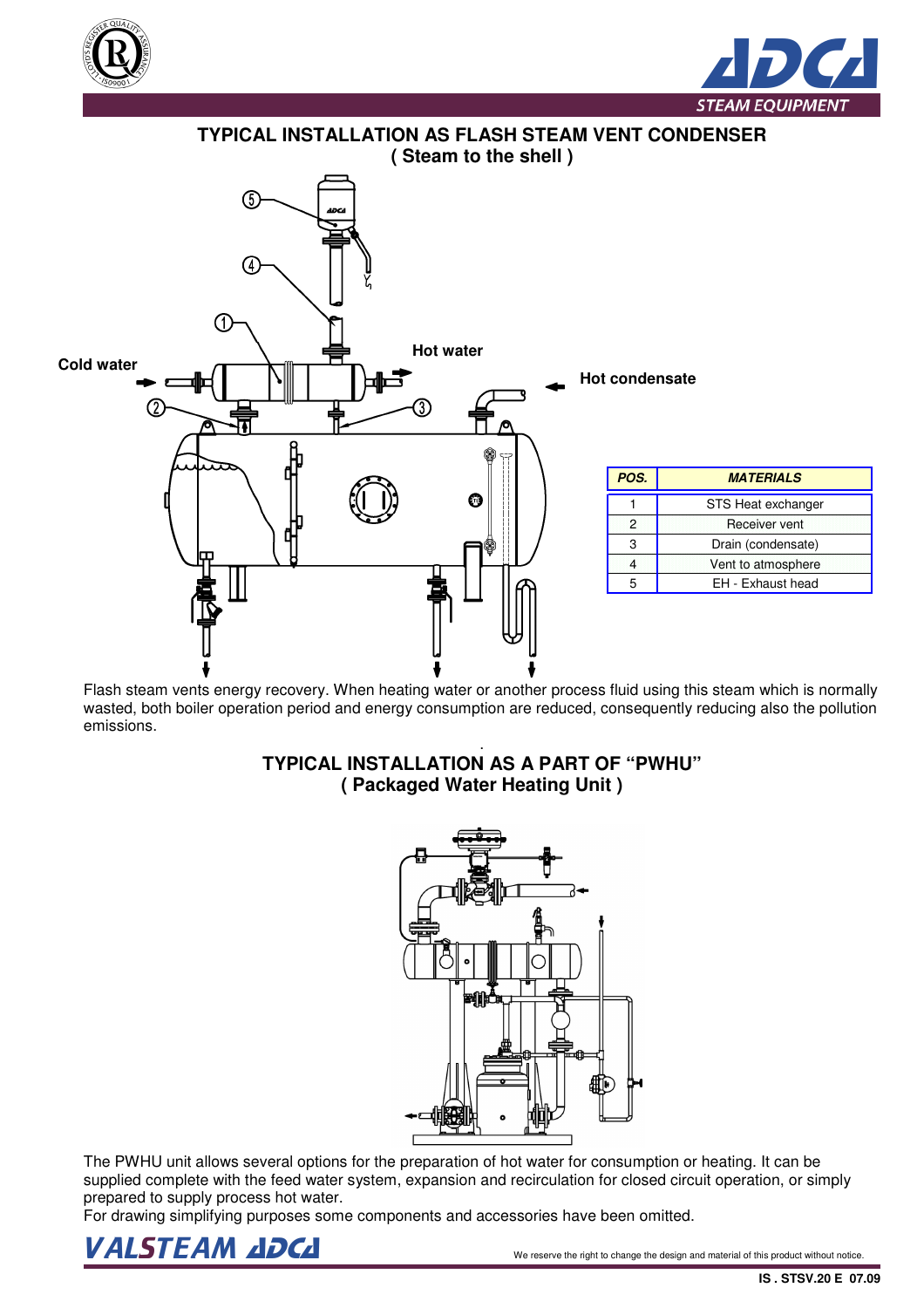## TYPICAL INSTALLATION AS FLASH STEAM VENT CONDENSER
### ( Steam to the shell )

Cold water

Hot water

Hot condensate

| POS. | MATERIALS |
|---|---|
| 1 | STS Heat exchanger |
| 2 | Receiver vent |
| 3 | Drain (condensate) |
| 4 | Vent to atmosphere |
| 5 | EH - Exhaust head |

Flash steam vents energy recovery. When heating water or another process fluid using this steam which is normally wasted, both boiler operation period and energy consumption are reduced, consequently reducing also the pollution emissions.

## TYPICAL INSTALLATION AS A PART OF "PWHU"
### ( Packaged Water Heating Unit )

The PWHU unit allows several options for the preparation of hot water for consumption or heating. It can be supplied complete with the feed water system, expansion and recirculation for closed circuit operation, or simply prepared to supply process hot water.
For drawing simplifying purposes some components and accessories have been omitted.

We reserve the right to change the design and material of this product without notice.

IS . STSV.20 E 07.09